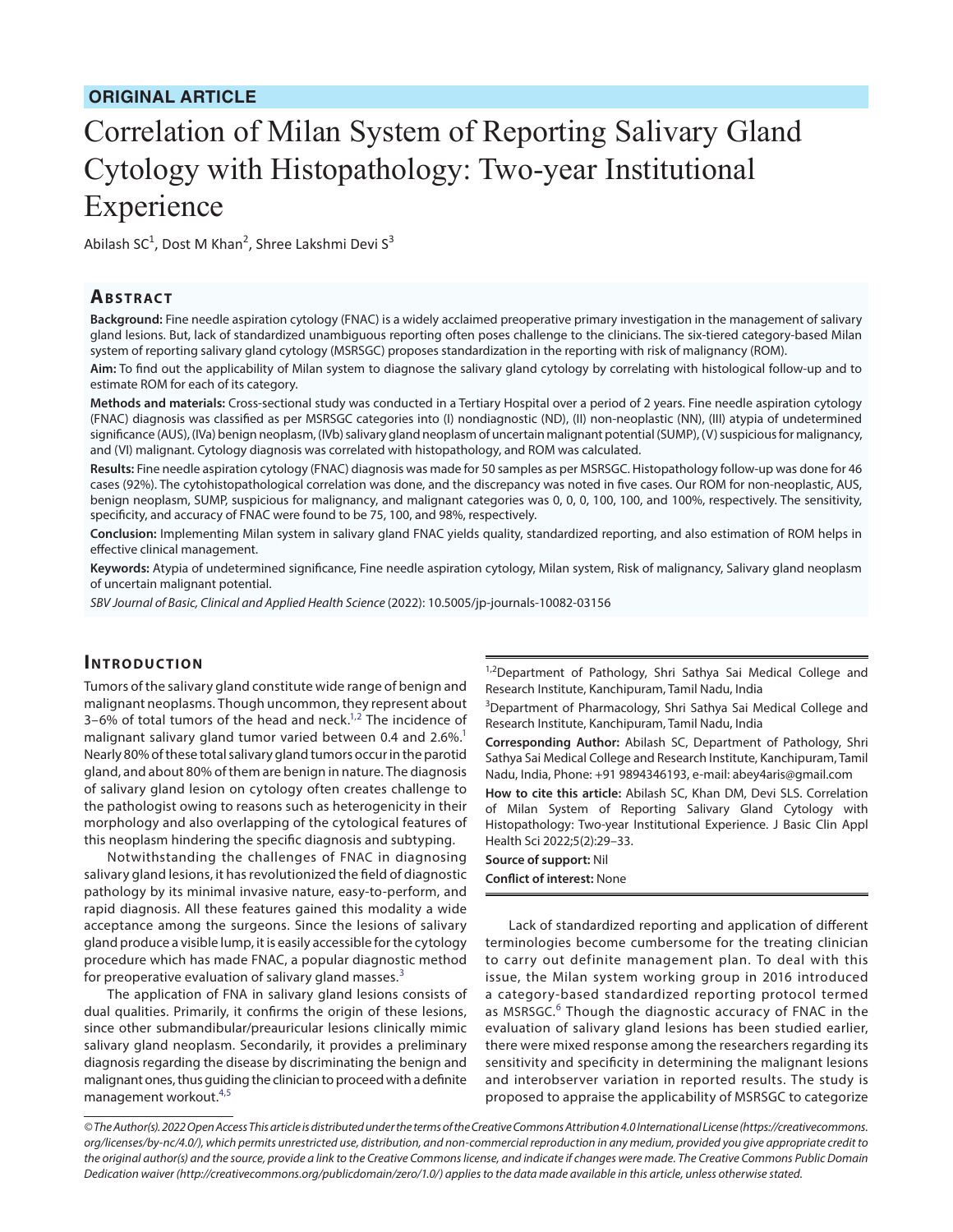**ORIGINAL ARTICLE**

# Correlation of Milan System of Reporting Salivary Gland Cytology with Histopathology: Two-year Institutional Experience

Abilash SC[1], Dost M Khan[2], Shree Lakshmi Devi S[3]

## Abstract

**Background:** Fine needle aspiration cytology (FNAC) is a widely acclaimed preoperative primary investigation in the management of salivary gland lesions. But, lack of standardized unambiguous reporting often poses challenge to the clinicians. The six-tiered category-based Milan system of reporting salivary gland cytology (MSRSGC) proposes standardization in the reporting with risk of malignancy (ROM).

**Aim:** To find out the applicability of Milan system to diagnose the salivary gland cytology by correlating with histological follow-up and to estimate ROM for each of its category.

**Methods and materials:** Cross-sectional study was conducted in a Tertiary Hospital over a period of 2 years. Fine needle aspiration cytology (FNAC) diagnosis was classified as per MSRSGC categories into (I) nondiagnostic (ND), (II) non-neoplastic (NN), (III) atypia of undetermined significance (AUS), (IVa) benign neoplasm, (IVb) salivary gland neoplasm of uncertain malignant potential (SUMP), (V) suspicious for malignancy, and (VI) malignant. Cytology diagnosis was correlated with histopathology, and ROM was calculated.

**Results:** Fine needle aspiration cytology (FNAC) diagnosis was made for 50 samples as per MSRSGC. Histopathology follow-up was done for 46 cases (92%). The cytohistopathological correlation was done, and the discrepancy was noted in five cases. Our ROM for non-neoplastic, AUS, benign neoplasm, SUMP, suspicious for malignancy, and malignant categories was 0, 0, 0, 100, 100, and 100%, respectively. The sensitivity, specificity, and accuracy of FNAC were found to be 75, 100, and 98%, respectively.

**Conclusion:** Implementing Milan system in salivary gland FNAC yields quality, standardized reporting, and also estimation of ROM helps in effective clinical management.

**Keywords:** Atypia of undetermined significance, Fine needle aspiration cytology, Milan system, Risk of malignancy, Salivary gland neoplasm of uncertain malignant potential.

*SBV Journal of Basic, Clinical and Applied Health Science* (2022): 10.5005/jp-journals-10082-03156

## Introduction

Tumors of the salivary gland constitute wide range of benign and malignant neoplasms. Though uncommon, they represent about 3–6% of total tumors of the head and neck.[1,2] The incidence of malignant salivary gland tumor varied between 0.4 and 2.6%.[1] Nearly 80% of these total salivary gland tumors occur in the parotid gland, and about 80% of them are benign in nature. The diagnosis of salivary gland lesion on cytology often creates challenge to the pathologist owing to reasons such as heterogenicity in their morphology and also overlapping of the cytological features of this neoplasm hindering the specific diagnosis and subtyping.

Notwithstanding the challenges of FNAC in diagnosing salivary gland lesions, it has revolutionized the field of diagnostic pathology by its minimal invasive nature, easy-to-perform, and rapid diagnosis. All these features gained this modality a wide acceptance among the surgeons. Since the lesions of salivary gland produce a visible lump, it is easily accessible for the cytology procedure which has made FNAC, a popular diagnostic method for preoperative evaluation of salivary gland masses.[3]

The application of FNA in salivary gland lesions consists of dual qualities. Primarily, it confirms the origin of these lesions, since other submandibular/preauricular lesions clinically mimic salivary gland neoplasm. Secondarily, it provides a preliminary diagnosis regarding the disease by discriminating the benign and malignant ones, thus guiding the clinician to proceed with a definite management workout.[4,5]

[1,2]Department of Pathology, Shri Sathya Sai Medical College and Research Institute, Kanchipuram, Tamil Nadu, India

[3]Department of Pharmacology, Shri Sathya Sai Medical College and Research Institute, Kanchipuram, Tamil Nadu, India

**Corresponding Author:** Abilash SC, Department of Pathology, Shri Sathya Sai Medical College and Research Institute, Kanchipuram, Tamil Nadu, India, Phone: +91 9894346193, e-mail: abey4aris@gmail.com

**How to cite this article:** Abilash SC, Khan DM, Devi SLS. Correlation of Milan System of Reporting Salivary Gland Cytology with Histopathology: Two-year Institutional Experience. J Basic Clin Appl Health Sci 2022;5(2):29–33.

**Source of support:** Nil

**Conflict of interest:** None

Lack of standardized reporting and application of different terminologies become cumbersome for the treating clinician to carry out definite management plan. To deal with this issue, the Milan system working group in 2016 introduced a category-based standardized reporting protocol termed as MSRSGC.[6] Though the diagnostic accuracy of FNAC in the evaluation of salivary gland lesions has been studied earlier, there were mixed response among the researchers regarding its sensitivity and specificity in determining the malignant lesions and interobserver variation in reported results. The study is proposed to appraise the applicability of MSRSGC to categorize

*© The Author(s). 2022 Open Access This article is distributed under the terms of the Creative Commons Attribution 4.0 International License (https://creativecommons.org/licenses/by-nc/4.0/), which permits unrestricted use, distribution, and non-commercial reproduction in any medium, provided you give appropriate credit to the original author(s) and the source, provide a link to the Creative Commons license, and indicate if changes were made. The Creative Commons Public Domain Dedication waiver (http://creativecommons.org/publicdomain/zero/1.0/) applies to the data made available in this article, unless otherwise stated.*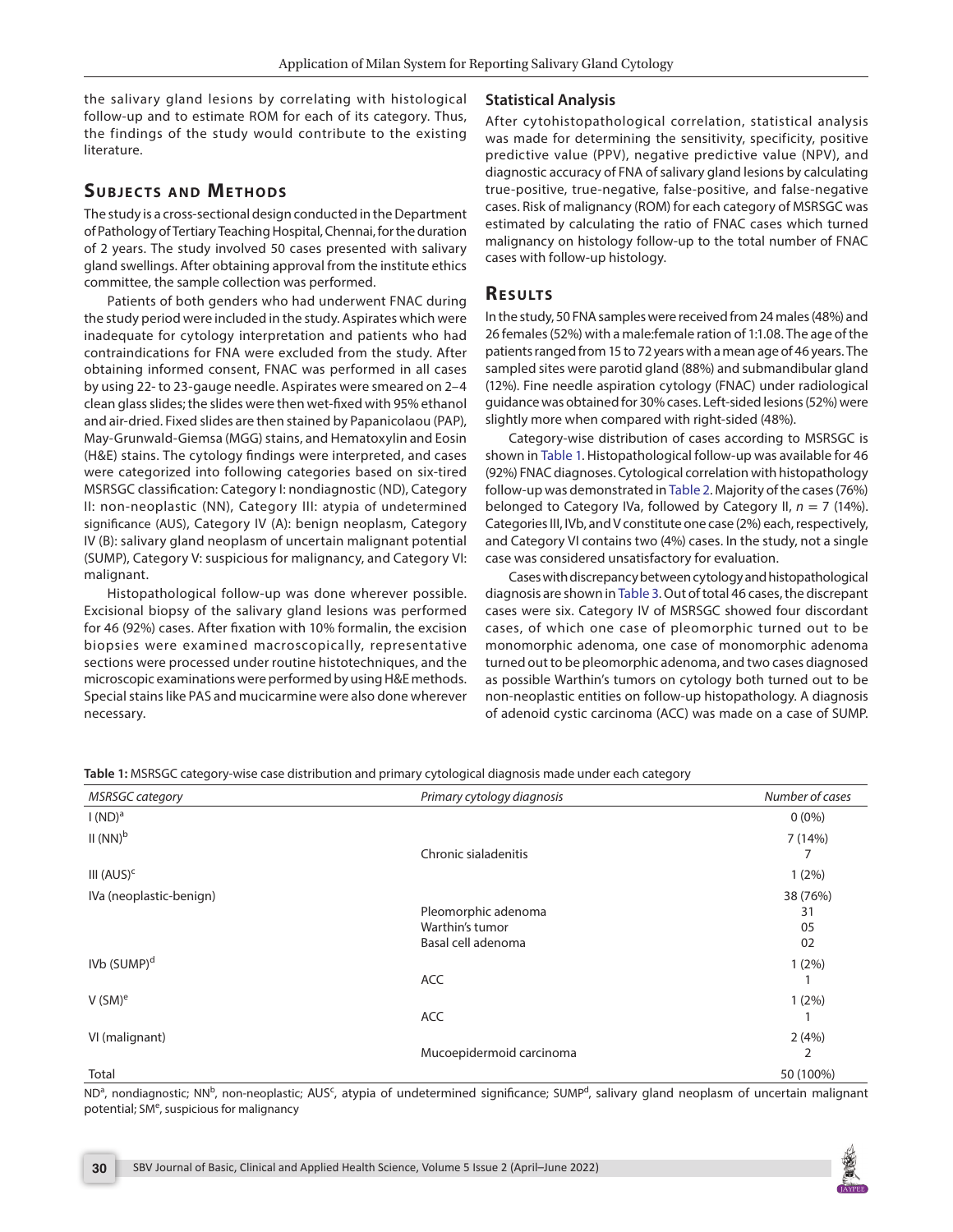the salivary gland lesions by correlating with histological follow-up and to estimate ROM for each of its category. Thus, the findings of the study would contribute to the existing literature.

## Subjects and Methods

The study is a cross-sectional design conducted in the Department of Pathology of Tertiary Teaching Hospital, Chennai, for the duration of 2 years. The study involved 50 cases presented with salivary gland swellings. After obtaining approval from the institute ethics committee, the sample collection was performed.

Patients of both genders who had underwent FNAC during the study period were included in the study. Aspirates which were inadequate for cytology interpretation and patients who had contraindications for FNA were excluded from the study. After obtaining informed consent, FNAC was performed in all cases by using 22- to 23-gauge needle. Aspirates were smeared on 2–4 clean glass slides; the slides were then wet-fixed with 95% ethanol and air-dried. Fixed slides are then stained by Papanicolaou (PAP), May-Grunwald-Giemsa (MGG) stains, and Hematoxylin and Eosin (H&E) stains. The cytology findings were interpreted, and cases were categorized into following categories based on six-tired MSRSGC classification: Category I: nondiagnostic (ND), Category II: non-neoplastic (NN), Category III: atypia of undetermined significance (AUS), Category IV (A): benign neoplasm, Category IV (B): salivary gland neoplasm of uncertain malignant potential (SUMP), Category V: suspicious for malignancy, and Category VI: malignant.

Histopathological follow-up was done wherever possible. Excisional biopsy of the salivary gland lesions was performed for 46 (92%) cases. After fixation with 10% formalin, the excision biopsies were examined macroscopically, representative sections were processed under routine histotechniques, and the microscopic examinations were performed by using H&E methods. Special stains like PAS and mucicarmine were also done wherever necessary.

### Statistical Analysis

After cytohistopathological correlation, statistical analysis was made for determining the sensitivity, specificity, positive predictive value (PPV), negative predictive value (NPV), and diagnostic accuracy of FNA of salivary gland lesions by calculating true-positive, true-negative, false-positive, and false-negative cases. Risk of malignancy (ROM) for each category of MSRSGC was estimated by calculating the ratio of FNAC cases which turned malignancy on histology follow-up to the total number of FNAC cases with follow-up histology.

## Results

In the study, 50 FNA samples were received from 24 males (48%) and 26 females (52%) with a male:female ration of 1:1.08. The age of the patients ranged from 15 to 72 years with a mean age of 46 years. The sampled sites were parotid gland (88%) and submandibular gland (12%). Fine needle aspiration cytology (FNAC) under radiological guidance was obtained for 30% cases. Left-sided lesions (52%) were slightly more when compared with right-sided (48%).

Category-wise distribution of cases according to MSRSGC is shown in Table 1. Histopathological follow-up was available for 46 (92%) FNAC diagnoses. Cytological correlation with histopathology follow-up was demonstrated in Table 2. Majority of the cases (76%) belonged to Category IVa, followed by Category II, $n = 7$ (14%). Categories III, IVb, and V constitute one case (2%) each, respectively, and Category VI contains two (4%) cases. In the study, not a single case was considered unsatisfactory for evaluation.

Cases with discrepancy between cytology and histopathological diagnosis are shown in Table 3. Out of total 46 cases, the discrepant cases were six. Category IV of MSRSGC showed four discordant cases, of which one case of pleomorphic turned out to be monomorphic adenoma, one case of monomorphic adenoma turned out to be pleomorphic adenoma, and two cases diagnosed as possible Warthin's tumors on cytology both turned out to be non-neoplastic entities on follow-up histopathology. A diagnosis of adenoid cystic carcinoma (ACC) was made on a case of SUMP.

**Table 1:** MSRSGC category-wise case distribution and primary cytological diagnosis made under each category

| *MSRSGC category* | *Primary cytology diagnosis* | *Number of cases* |
|---|---|---|
| I (ND)[a] | | 0 (0%) |
| II (NN)[b] | | 7 (14%) |
| | Chronic sialadenitis | 7 |
| III (AUS)[c] | | 1 (2%) |
| IVa (neoplastic-benign) | | 38 (76%) |
| | Pleomorphic adenoma | 31 |
| | Warthin's tumor | 05 |
| | Basal cell adenoma | 02 |
| IVb (SUMP)[d] | | 1 (2%) |
| | ACC | 1 |
| V (SM)[e] | | 1 (2%) |
| | ACC | 1 |
| VI (malignant) | | 2 (4%) |
| | Mucoepidermoid carcinoma | 2 |
| Total | | 50 (100%) |

ND[a], nondiagnostic; NN[b], non-neoplastic; AUS[c], atypia of undetermined significance; SUMP[d], salivary gland neoplasm of uncertain malignant potential; SM[e], suspicious for malignancy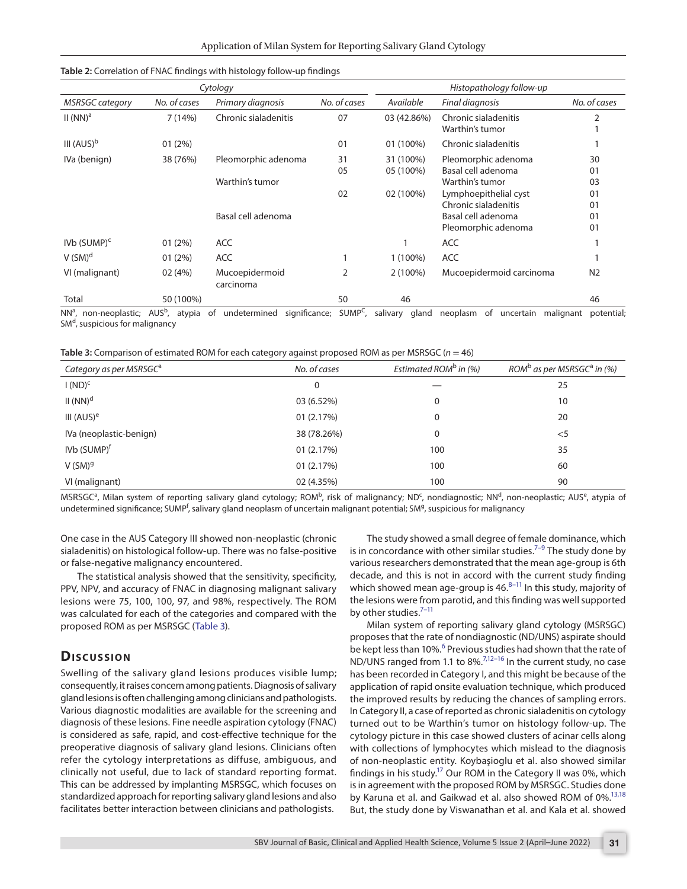**Table 2:** Correlation of FNAC findings with histology follow-up findings

| Cytology | | | | Histopathology follow-up | | |
|---|---|---|---|---|---|---|
| *MSRSGC category* | *No. of cases* | *Primary diagnosis* | *No. of cases* | *Available* | *Final diagnosis* | *No. of cases* |
| II (NN)[a] | 7 (14%) | Chronic sialadenitis | 07 | 03 (42.86%) | Chronic sialadenitis<br>Warthin's tumor | 2<br>1 |
| III (AUS)[b] | 01 (2%) | | 01 | 01 (100%) | Chronic sialadenitis | 1 |
| IVa (benign) | 38 (76%) | Pleomorphic adenoma<br><br>Warthin's tumor<br><br><br>Basal cell adenoma | 31<br>05<br><br>02 | 31 (100%)<br>05 (100%)<br><br>02 (100%) | Pleomorphic adenoma<br>Basal cell adenoma<br>Warthin's tumor<br>Lymphoepithelial cyst<br>Chronic sialadenitis<br>Basal cell adenoma<br>Pleomorphic adenoma | 30<br>01<br>03<br>01<br>01<br>01<br>01 |
| IVb (SUMP)[c] | 01 (2%) | ACC | | 1 | ACC | 1 |
| V (SM)[d] | 01 (2%) | ACC | 1 | 1 (100%) | ACC | 1 |
| VI (malignant) | 02 (4%) | Mucoepidermoid carcinoma | 2 | 2 (100%) | Mucoepidermoid carcinoma | N2 |
| Total | 50 (100%) | | 50 | 46 | | 46 |

NN[a], non-neoplastic; AUS[b], atypia of undetermined significance; SUMP[C], salivary gland neoplasm of uncertain malignant potential; SM[d], suspicious for malignancy

**Table 3:** Comparison of estimated ROM for each category against proposed ROM as per MSRSGC ($n = 46$)

| *Category as per MSRSGC*[a] | *No. of cases* | *Estimated ROM*[b] *in (%)* | *ROM*[b] *as per MSRSGC*[a] *in (%)* |
|---|---|---|---|
| I (ND)[c] | 0 | — | 25 |
| II (NN)[d] | 03 (6.52%) | 0 | 10 |
| III (AUS)[e] | 01 (2.17%) | 0 | 20 |
| IVa (neoplastic-benign) | 38 (78.26%) | 0 | <5 |
| IVb (SUMP)[f] | 01 (2.17%) | 100 | 35 |
| V (SM)[g] | 01 (2.17%) | 100 | 60 |
| VI (malignant) | 02 (4.35%) | 100 | 90 |

MSRSGC[a], Milan system of reporting salivary gland cytology; ROM[b], risk of malignancy; ND[c], nondiagnostic; NN[d], non-neoplastic; AUS[e], atypia of undetermined significance; SUMP[f], salivary gland neoplasm of uncertain malignant potential; SM[g], suspicious for malignancy

One case in the AUS Category III showed non-neoplastic (chronic sialadenitis) on histological follow-up. There was no false-positive or false-negative malignancy encountered.

The statistical analysis showed that the sensitivity, specificity, PPV, NPV, and accuracy of FNAC in diagnosing malignant salivary lesions were 75, 100, 100, 97, and 98%, respectively. The ROM was calculated for each of the categories and compared with the proposed ROM as per MSRSGC (Table 3).

## Discussion

Swelling of the salivary gland lesions produces visible lump; consequently, it raises concern among patients. Diagnosis of salivary gland lesions is often challenging among clinicians and pathologists. Various diagnostic modalities are available for the screening and diagnosis of these lesions. Fine needle aspiration cytology (FNAC) is considered as safe, rapid, and cost-effective technique for the preoperative diagnosis of salivary gland lesions. Clinicians often refer the cytology interpretations as diffuse, ambiguous, and clinically not useful, due to lack of standard reporting format. This can be addressed by implanting MSRSGC, which focuses on standardized approach for reporting salivary gland lesions and also facilitates better interaction between clinicians and pathologists.

The study showed a small degree of female dominance, which is in concordance with other similar studies.[7–9] The study done by various researchers demonstrated that the mean age-group is 6th decade, and this is not in accord with the current study finding which showed mean age-group is 46.[8–11] In this study, majority of the lesions were from parotid, and this finding was well supported by other studies.[7–11]

Milan system of reporting salivary gland cytology (MSRSGC) proposes that the rate of nondiagnostic (ND/UNS) aspirate should be kept less than 10%.[6] Previous studies had shown that the rate of ND/UNS ranged from 1.1 to 8%.[7,12–16] In the current study, no case has been recorded in Category I, and this might be because of the application of rapid onsite evaluation technique, which produced the improved results by reducing the chances of sampling errors. In Category II, a case of reported as chronic sialadenitis on cytology turned out to be Warthin's tumor on histology follow-up. The cytology picture in this case showed clusters of acinar cells along with collections of lymphocytes which mislead to the diagnosis of non-neoplastic entity. Koybaşioglu et al. also showed similar findings in his study.[17] Our ROM in the Category II was 0%, which is in agreement with the proposed ROM by MSRSGC. Studies done by Karuna et al. and Gaikwad et al. also showed ROM of 0%.[13,18] But, the study done by Viswanathan et al. and Kala et al. showed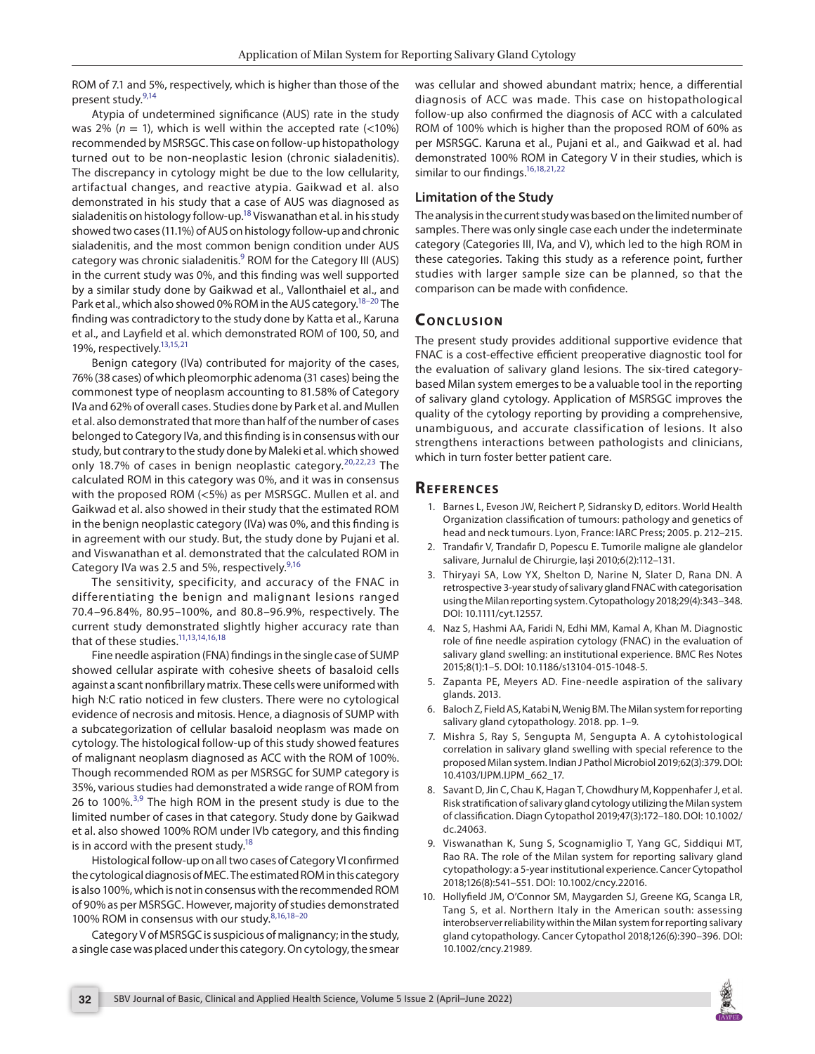ROM of 7.1 and 5%, respectively, which is higher than those of the present study.[9,14]

Atypia of undetermined significance (AUS) rate in the study was 2% ($n = 1$), which is well within the accepted rate (<10%) recommended by MSRSGC. This case on follow-up histopathology turned out to be non-neoplastic lesion (chronic sialadenitis). The discrepancy in cytology might be due to the low cellularity, artifactual changes, and reactive atypia. Gaikwad et al. also demonstrated in his study that a case of AUS was diagnosed as sialadenitis on histology follow-up.[18] Viswanathan et al. in his study showed two cases (11.1%) of AUS on histology follow-up and chronic sialadenitis, and the most common benign condition under AUS category was chronic sialadenitis.[9] ROM for the Category III (AUS) in the current study was 0%, and this finding was well supported by a similar study done by Gaikwad et al., Vallonthaiel et al., and Park et al., which also showed 0% ROM in the AUS category.[18–20] The finding was contradictory to the study done by Katta et al., Karuna et al., and Layfield et al. which demonstrated ROM of 100, 50, and 19%, respectively.[13,15,21]

Benign category (IVa) contributed for majority of the cases, 76% (38 cases) of which pleomorphic adenoma (31 cases) being the commonest type of neoplasm accounting to 81.58% of Category IVa and 62% of overall cases. Studies done by Park et al. and Mullen et al. also demonstrated that more than half of the number of cases belonged to Category IVa, and this finding is in consensus with our study, but contrary to the study done by Maleki et al. which showed only 18.7% of cases in benign neoplastic category.[20,22,23] The calculated ROM in this category was 0%, and it was in consensus with the proposed ROM (<5%) as per MSRSGC. Mullen et al. and Gaikwad et al. also showed in their study that the estimated ROM in the benign neoplastic category (IVa) was 0%, and this finding is in agreement with our study. But, the study done by Pujani et al. and Viswanathan et al. demonstrated that the calculated ROM in Category IVa was 2.5 and 5%, respectively.[9,16]

The sensitivity, specificity, and accuracy of the FNAC in differentiating the benign and malignant lesions ranged 70.4–96.84%, 80.95–100%, and 80.8–96.9%, respectively. The current study demonstrated slightly higher accuracy rate than that of these studies.[11,13,14,16,18]

Fine needle aspiration (FNA) findings in the single case of SUMP showed cellular aspirate with cohesive sheets of basaloid cells against a scant nonfibrillary matrix. These cells were uniformed with high N:C ratio noticed in few clusters. There were no cytological evidence of necrosis and mitosis. Hence, a diagnosis of SUMP with a subcategorization of cellular basaloid neoplasm was made on cytology. The histological follow-up of this study showed features of malignant neoplasm diagnosed as ACC with the ROM of 100%. Though recommended ROM as per MSRSGC for SUMP category is 35%, various studies had demonstrated a wide range of ROM from 26 to 100%.[3,9] The high ROM in the present study is due to the limited number of cases in that category. Study done by Gaikwad et al. also showed 100% ROM under IVb category, and this finding is in accord with the present study.[18]

Histological follow-up on all two cases of Category VI confirmed the cytological diagnosis of MEC. The estimated ROM in this category is also 100%, which is not in consensus with the recommended ROM of 90% as per MSRSGC. However, majority of studies demonstrated 100% ROM in consensus with our study.[8,16,18–20]

Category V of MSRSGC is suspicious of malignancy; in the study, a single case was placed under this category. On cytology, the smear was cellular and showed abundant matrix; hence, a differential diagnosis of ACC was made. This case on histopathological follow-up also confirmed the diagnosis of ACC with a calculated ROM of 100% which is higher than the proposed ROM of 60% as per MSRSGC. Karuna et al., Pujani et al., and Gaikwad et al. had demonstrated 100% ROM in Category V in their studies, which is similar to our findings.[16,18,21,22]

### Limitation of the Study

The analysis in the current study was based on the limited number of samples. There was only single case each under the indeterminate category (Categories III, IVa, and V), which led to the high ROM in these categories. Taking this study as a reference point, further studies with larger sample size can be planned, so that the comparison can be made with confidence.

## Conclusion

The present study provides additional supportive evidence that FNAC is a cost-effective efficient preoperative diagnostic tool for the evaluation of salivary gland lesions. The six-tired category-based Milan system emerges to be a valuable tool in the reporting of salivary gland cytology. Application of MSRSGC improves the quality of the cytology reporting by providing a comprehensive, unambiguous, and accurate classification of lesions. It also strengthens interactions between pathologists and clinicians, which in turn foster better patient care.

## References

1. Barnes L, Eveson JW, Reichert P, Sidransky D, editors. World Health Organization classification of tumours: pathology and genetics of head and neck tumours. Lyon, France: IARC Press; 2005. p. 212–215.
2. Trandafir V, Trandafir D, Popescu E. Tumorile maligne ale glandelor salivare, Jurnalul de Chirurgie, Iaşi 2010;6(2):112–131.
3. Thiryayi SA, Low YX, Shelton D, Narine N, Slater D, Rana DN. A retrospective 3-year study of salivary gland FNAC with categorisation using the Milan reporting system. Cytopathology 2018;29(4):343–348. DOI: 10.1111/cyt.12557.
4. Naz S, Hashmi AA, Faridi N, Edhi MM, Kamal A, Khan M. Diagnostic role of fine needle aspiration cytology (FNAC) in the evaluation of salivary gland swelling: an institutional experience. BMC Res Notes 2015;8(1):1–5. DOI: 10.1186/s13104-015-1048-5.
5. Zapanta PE, Meyers AD. Fine-needle aspiration of the salivary glands. 2013.
6. Baloch Z, Field AS, Katabi N, Wenig BM. The Milan system for reporting salivary gland cytopathology. 2018. pp. 1–9.
7. Mishra S, Ray S, Sengupta M, Sengupta A. A cytohistological correlation in salivary gland swelling with special reference to the proposed Milan system. Indian J Pathol Microbiol 2019;62(3):379. DOI: 10.4103/IJPM.IJPM_662_17.
8. Savant D, Jin C, Chau K, Hagan T, Chowdhury M, Koppenhafer J, et al. Risk stratification of salivary gland cytology utilizing the Milan system of classification. Diagn Cytopathol 2019;47(3):172–180. DOI: 10.1002/dc.24063.
9. Viswanathan K, Sung S, Scognamiglio T, Yang GC, Siddiqui MT, Rao RA. The role of the Milan system for reporting salivary gland cytopathology: a 5-year institutional experience. Cancer Cytopathol 2018;126(8):541–551. DOI: 10.1002/cncy.22016.
10. Hollyfield JM, O'Connor SM, Maygarden SJ, Greene KG, Scanga LR, Tang S, et al. Northern Italy in the American south: assessing interobserver reliability within the Milan system for reporting salivary gland cytopathology. Cancer Cytopathol 2018;126(6):390–396. DOI: 10.1002/cncy.21989.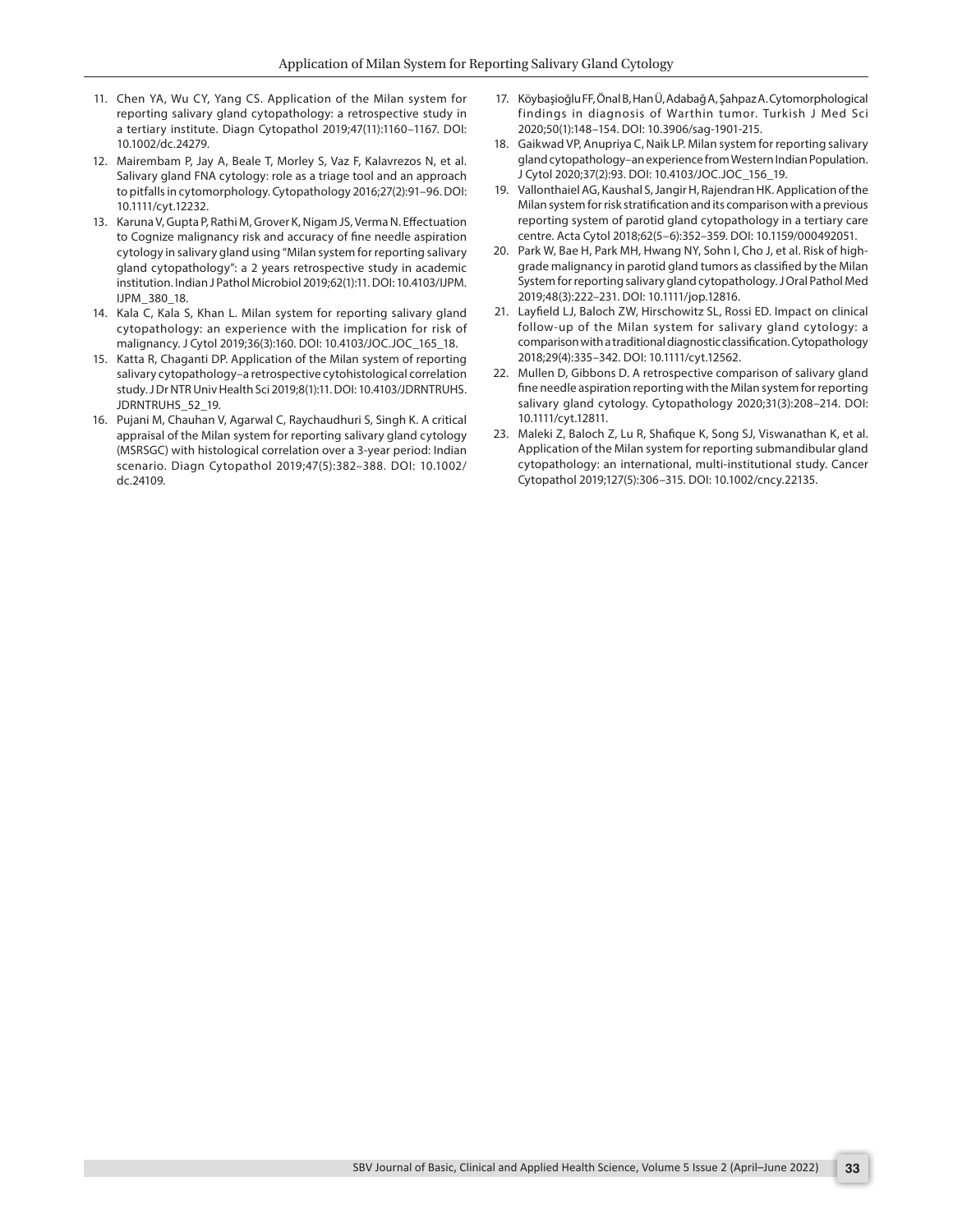11. Chen YA, Wu CY, Yang CS. Application of the Milan system for reporting salivary gland cytopathology: a retrospective study in a tertiary institute. Diagn Cytopathol 2019;47(11):1160–1167. DOI: 10.1002/dc.24279.
12. Mairembam P, Jay A, Beale T, Morley S, Vaz F, Kalavrezos N, et al. Salivary gland FNA cytology: role as a triage tool and an approach to pitfalls in cytomorphology. Cytopathology 2016;27(2):91–96. DOI: 10.1111/cyt.12232.
13. Karuna V, Gupta P, Rathi M, Grover K, Nigam JS, Verma N. Effectuation to Cognize malignancy risk and accuracy of fine needle aspiration cytology in salivary gland using "Milan system for reporting salivary gland cytopathology": a 2 years retrospective study in academic institution. Indian J Pathol Microbiol 2019;62(1):11. DOI: 10.4103/IJPM.IJPM_380_18.
14. Kala C, Kala S, Khan L. Milan system for reporting salivary gland cytopathology: an experience with the implication for risk of malignancy. J Cytol 2019;36(3):160. DOI: 10.4103/JOC.JOC_165_18.
15. Katta R, Chaganti DP. Application of the Milan system of reporting salivary cytopathology–a retrospective cytohistological correlation study. J Dr NTR Univ Health Sci 2019;8(1):11. DOI: 10.4103/JDRNTRUHS.JDRNTRUHS_52_19.
16. Pujani M, Chauhan V, Agarwal C, Raychaudhuri S, Singh K. A critical appraisal of the Milan system for reporting salivary gland cytology (MSRSGC) with histological correlation over a 3-year period: Indian scenario. Diagn Cytopathol 2019;47(5):382–388. DOI: 10.1002/dc.24109.
17. Köybaşioğlu FF, Önal B, Han Ü, Adabağ A, Şahpaz A. Cytomorphological findings in diagnosis of Warthin tumor. Turkish J Med Sci 2020;50(1):148–154. DOI: 10.3906/sag-1901-215.
18. Gaikwad VP, Anupriya C, Naik LP. Milan system for reporting salivary gland cytopathology–an experience from Western Indian Population. J Cytol 2020;37(2):93. DOI: 10.4103/JOC.JOC_156_19.
19. Vallonthaiel AG, Kaushal S, Jangir H, Rajendran HK. Application of the Milan system for risk stratification and its comparison with a previous reporting system of parotid gland cytopathology in a tertiary care centre. Acta Cytol 2018;62(5–6):352–359. DOI: 10.1159/000492051.
20. Park W, Bae H, Park MH, Hwang NY, Sohn I, Cho J, et al. Risk of high-grade malignancy in parotid gland tumors as classified by the Milan System for reporting salivary gland cytopathology. J Oral Pathol Med 2019;48(3):222–231. DOI: 10.1111/jop.12816.
21. Layfield LJ, Baloch ZW, Hirschowitz SL, Rossi ED. Impact on clinical follow-up of the Milan system for salivary gland cytology: a comparison with a traditional diagnostic classification. Cytopathology 2018;29(4):335–342. DOI: 10.1111/cyt.12562.
22. Mullen D, Gibbons D. A retrospective comparison of salivary gland fine needle aspiration reporting with the Milan system for reporting salivary gland cytology. Cytopathology 2020;31(3):208–214. DOI: 10.1111/cyt.12811.
23. Maleki Z, Baloch Z, Lu R, Shafique K, Song SJ, Viswanathan K, et al. Application of the Milan system for reporting submandibular gland cytopathology: an international, multi-institutional study. Cancer Cytopathol 2019;127(5):306–315. DOI: 10.1002/cncy.22135.